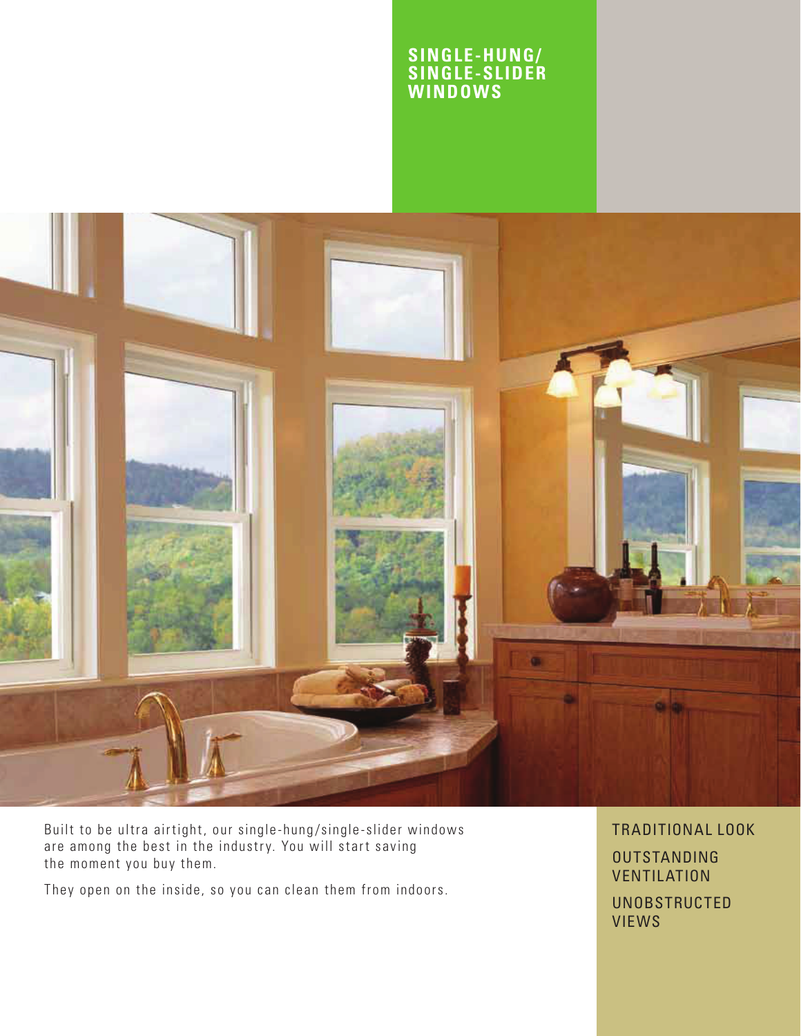# SINGLE-HUNG/ SINGLE-SLIDER WINDOWS

Built to be ultra airtight, our single-hung/single-slider windows are among the best in the industry. You will start saving the moment you buy them.

They open on the inside, so you can clean them from indoors.

TRADITIONAL LOOK

OUTSTANDING VENTILATION

UNOBSTRUCTED VIEWS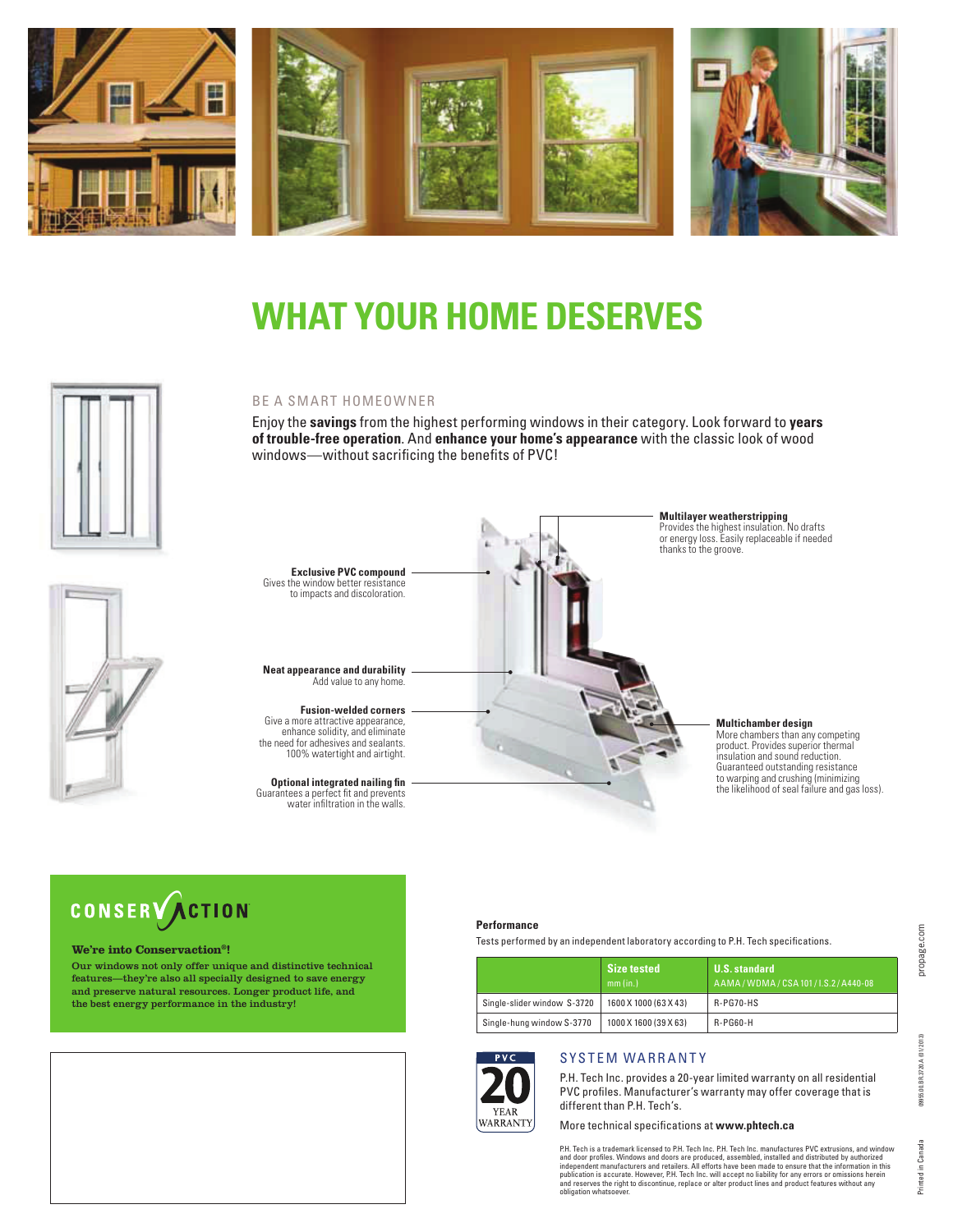# WHAT YOUR HOME DESERVES

## BE A SMART HOMEOWNER

Enjoy the **savings** from the highest performing windows in their category. Look forward to **years of trouble-free operation**. And **enhance your home's appearance** with the classic look of wood windows—without sacrificing the benefits of PVC!

**Exclusive PVC compound**
Gives the window better resistance to impacts and discoloration.

**Neat appearance and durability**
Add value to any home.

**Fusion-welded corners**
Give a more attractive appearance, enhance solidity, and eliminate the need for adhesives and sealants. 100% watertight and airtight.

**Optional integrated nailing fin**
Guarantees a perfect fit and prevents water infiltration in the walls.

**Multilayer weatherstripping**
Provides the highest insulation. No drafts or energy loss. Easily replaceable if needed thanks to the groove.

**Multichamber design**
More chambers than any competing product. Provides superior thermal insulation and sound reduction. Guaranteed outstanding resistance to warping and crushing (minimizing the likelihood of seal failure and gas loss).

CONSERVACTION

**We're into Conservaction®!**

**Our windows not only offer unique and distinctive technical features—they're also all specially designed to save energy and preserve natural resources. Longer product life, and the best energy performance in the industry!**

**Performance**

Tests performed by an independent laboratory according to P.H. Tech specifications.

| | Size tested mm (in.) | U.S. standard AAMA / WDMA / CSA 101 / I.S.2 / A440-08 |
|---|---|---|
| Single-slider window S-3720 | 1600 X 1000 (63 X 43) | R-PG70-HS |
| Single-hung window S-3770 | 1000 X 1600 (39 X 63) | R-PG60-H |

PVC 20 YEAR WARRANTY

## SYSTEM WARRANTY

P.H. Tech Inc. provides a 20-year limited warranty on all residential PVC profiles. Manufacturer's warranty may offer coverage that is different than P.H. Tech's.

More technical specifications at **www.phtech.ca**

P.H. Tech is a trademark licensed to P.H. Tech Inc. P.H. Tech Inc. manufactures PVC extrusions, and window and door profiles. Windows and doors are produced, assembled, installed and distributed by authorized independent manufacturers and retailers. All efforts have been made to ensure that the information in this publication is accurate. However, P.H. Tech Inc. will accept no liability for any errors or omissions herein and reserves the right to discontinue, replace or alter product lines and product features without any obligation whatsoever.

propage.com

Printed in Canada